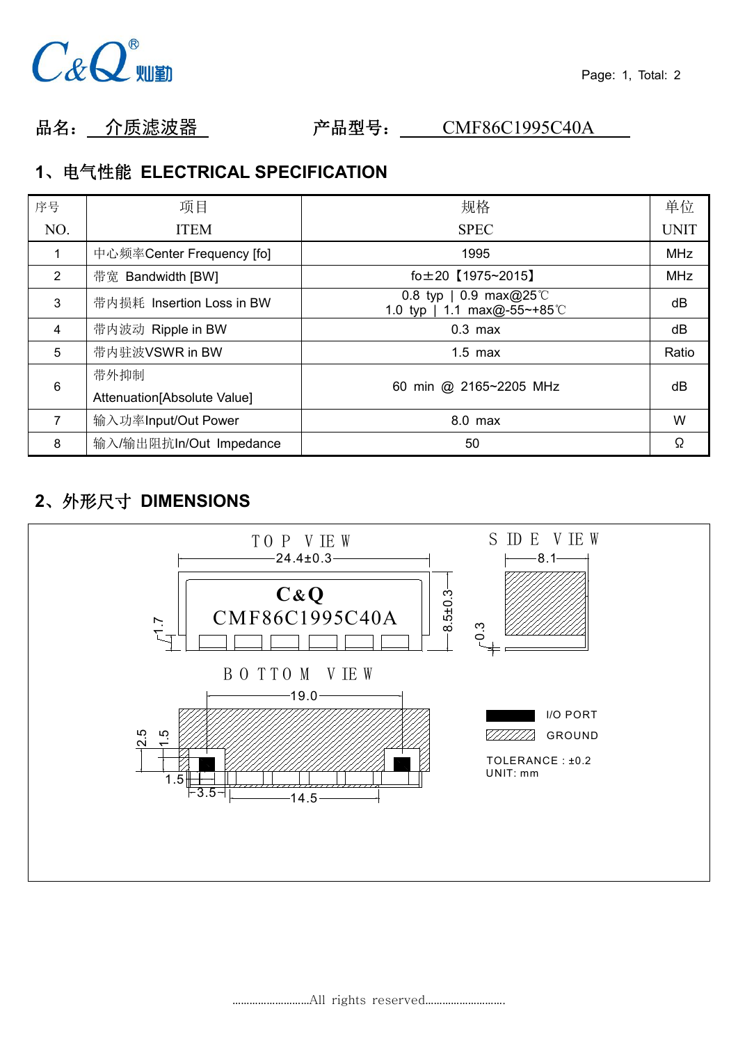品名：介质滤波器　　　　产品型号：CMF86C1995C40A

## 1、电气性能 ELECTRICAL SPECIFICATION

| 序号 NO. | 项目 ITEM | 规格 SPEC | 单位 UNIT |
|---|---|---|---|
| 1 | 中心频率Center Frequency [fo] | 1995 | MHz |
| 2 | 带宽 Bandwidth [BW] | fo±20【1975~2015】 | MHz |
| 3 | 带内损耗 Insertion Loss in BW | 0.8 typ \| 0.9 max@25℃<br>1.0 typ \| 1.1 max@-55~+85℃ | dB |
| 4 | 带内波动 Ripple in BW | 0.3 max | dB |
| 5 | 带内驻波VSWR in BW | 1.5 max | Ratio |
| 6 | 带外抑制 Attenuation[Absolute Value] | 60 min @ 2165~2205 MHz | dB |
| 7 | 输入功率Input/Out Power | 8.0 max | W |
| 8 | 输入/输出阻抗In/Out Impedance | 50 | Ω |

## 2、外形尺寸 DIMENSIONS

TOP VIEW: 24.4±0.3, 8.5±0.3, 1.7 — C&Q CMF86C1995C40A

SIDE VIEW: 8.1, 0.3

BOTTOM VIEW: 19.0, 2.5, 1.5, 1.5, 3.5, 14.5

I/O PORT

GROUND

TOLERANCE : ±0.2

UNIT: mm

............................All rights reserved............................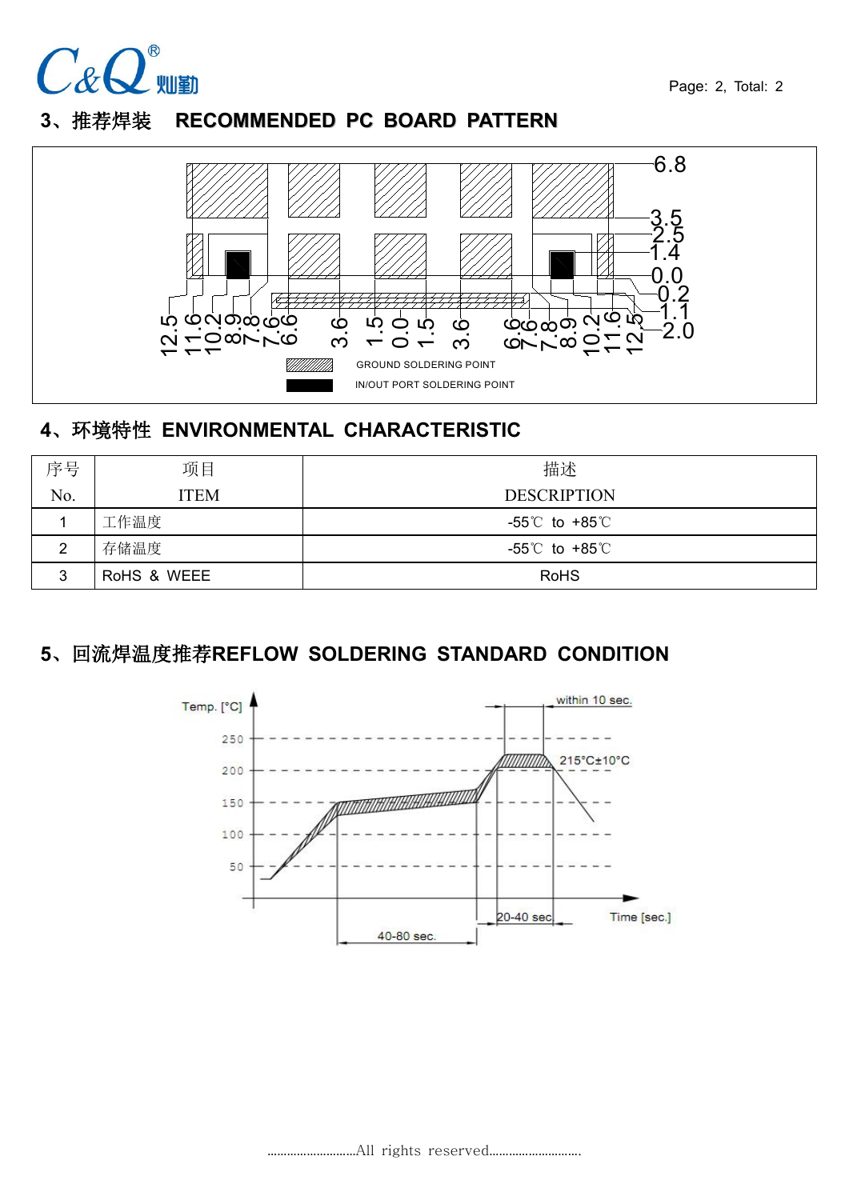## 3、推荐焊装 RECOMMENDED PC BOARD PATTERN

6.8
3.5
2.5
1.4
0.0
0.2
1.1
2.0

12.5 11.6 10.2 8.9 7.8 7.6 6.6 3.6 1.5 0.0 1.5 3.6 6.6 7.6 7.8 8.9 10.2 11.6 12.5

GROUND SOLDERING POINT

IN/OUT PORT SOLDERING POINT

## 4、环境特性 ENVIRONMENTAL CHARACTERISTIC

| 序号<br>No. | 项目<br>ITEM | 描述<br>DESCRIPTION |
|---|---|---|
| 1 | 工作温度 | -55℃ to +85℃ |
| 2 | 存储温度 | -55℃ to +85℃ |
| 3 | RoHS & WEEE | RoHS |

## 5、回流焊温度推荐REFLOW SOLDERING STANDARD CONDITION

Temp. [°C]
250
200
150
100
50
within 10 sec.
215°C±10°C
20-40 sec
Time [sec.]
40-80 sec.

............................All rights reserved............................